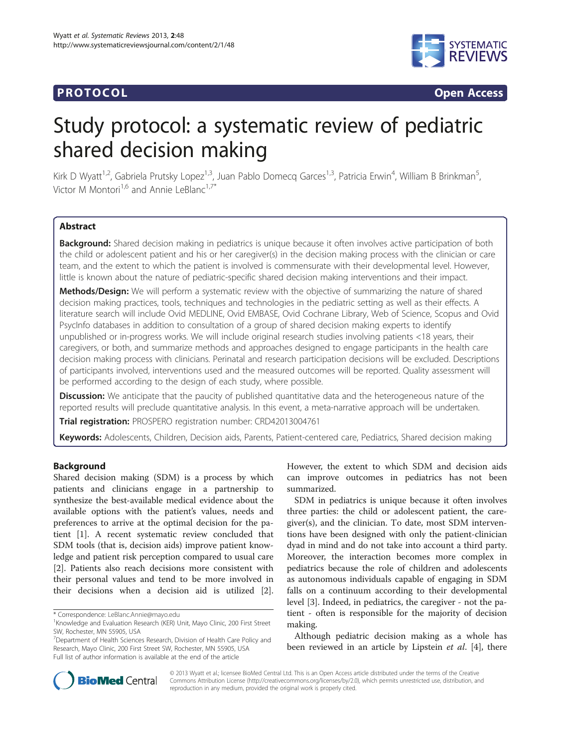**PROTOCOL** **Open Access**

# Study protocol: a systematic review of pediatric shared decision making

Kirk D Wyatt[1,2], Gabriela Prutsky Lopez[1,3], Juan Pablo Domecq Garces[1,3], Patricia Erwin[4], William B Brinkman[5], Victor M Montori[1,6] and Annie LeBlanc[1,7*]

## Abstract

**Background:** Shared decision making in pediatrics is unique because it often involves active participation of both the child or adolescent patient and his or her caregiver(s) in the decision making process with the clinician or care team, and the extent to which the patient is involved is commensurate with their developmental level. However, little is known about the nature of pediatric-specific shared decision making interventions and their impact.

**Methods/Design:** We will perform a systematic review with the objective of summarizing the nature of shared decision making practices, tools, techniques and technologies in the pediatric setting as well as their effects. A literature search will include Ovid MEDLINE, Ovid EMBASE, Ovid Cochrane Library, Web of Science, Scopus and Ovid PsycInfo databases in addition to consultation of a group of shared decision making experts to identify unpublished or in-progress works. We will include original research studies involving patients <18 years, their caregivers, or both, and summarize methods and approaches designed to engage participants in the health care decision making process with clinicians. Perinatal and research participation decisions will be excluded. Descriptions of participants involved, interventions used and the measured outcomes will be reported. Quality assessment will be performed according to the design of each study, where possible.

**Discussion:** We anticipate that the paucity of published quantitative data and the heterogeneous nature of the reported results will preclude quantitative analysis. In this event, a meta-narrative approach will be undertaken.

**Trial registration:** PROSPERO registration number: CRD42013004761

**Keywords:** Adolescents, Children, Decision aids, Parents, Patient-centered care, Pediatrics, Shared decision making

## Background

Shared decision making (SDM) is a process by which patients and clinicians engage in a partnership to synthesize the best-available medical evidence about the available options with the patient's values, needs and preferences to arrive at the optimal decision for the patient [1]. A recent systematic review concluded that SDM tools (that is, decision aids) improve patient knowledge and patient risk perception compared to usual care [2]. Patients also reach decisions more consistent with their personal values and tend to be more involved in their decisions when a decision aid is utilized [2]. However, the extent to which SDM and decision aids can improve outcomes in pediatrics has not been summarized.

SDM in pediatrics is unique because it often involves three parties: the child or adolescent patient, the caregiver(s), and the clinician. To date, most SDM interventions have been designed with only the patient-clinician dyad in mind and do not take into account a third party. Moreover, the interaction becomes more complex in pediatrics because the role of children and adolescents as autonomous individuals capable of engaging in SDM falls on a continuum according to their developmental level [3]. Indeed, in pediatrics, the caregiver - not the patient - often is responsible for the majority of decision making.

Although pediatric decision making as a whole has been reviewed in an article by Lipstein *et al.* [4], there

\* Correspondence: LeBlanc.Annie@mayo.edu
[1]Knowledge and Evaluation Research (KER) Unit, Mayo Clinic, 200 First Street SW, Rochester, MN 55905, USA
[7]Department of Health Sciences Research, Division of Health Care Policy and Research, Mayo Clinic, 200 First Street SW, Rochester, MN 55905, USA
Full list of author information is available at the end of the article

© 2013 Wyatt et al.; licensee BioMed Central Ltd. This is an Open Access article distributed under the terms of the Creative Commons Attribution License (http://creativecommons.org/licenses/by/2.0), which permits unrestricted use, distribution, and reproduction in any medium, provided the original work is properly cited.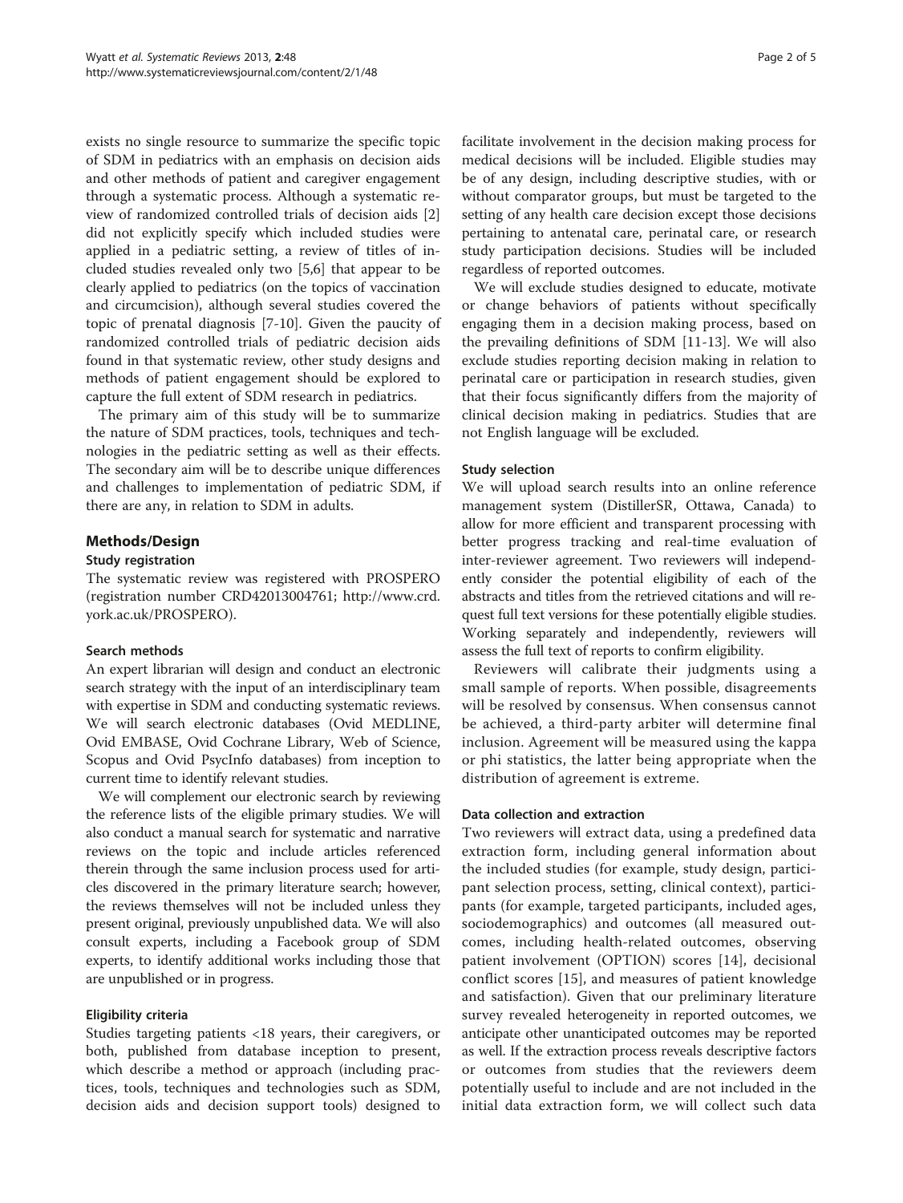exists no single resource to summarize the specific topic of SDM in pediatrics with an emphasis on decision aids and other methods of patient and caregiver engagement through a systematic process. Although a systematic review of randomized controlled trials of decision aids [2] did not explicitly specify which included studies were applied in a pediatric setting, a review of titles of included studies revealed only two [5,6] that appear to be clearly applied to pediatrics (on the topics of vaccination and circumcision), although several studies covered the topic of prenatal diagnosis [7-10]. Given the paucity of randomized controlled trials of pediatric decision aids found in that systematic review, other study designs and methods of patient engagement should be explored to capture the full extent of SDM research in pediatrics.

The primary aim of this study will be to summarize the nature of SDM practices, tools, techniques and technologies in the pediatric setting as well as their effects. The secondary aim will be to describe unique differences and challenges to implementation of pediatric SDM, if there are any, in relation to SDM in adults.

## Methods/Design

### Study registration

The systematic review was registered with PROSPERO (registration number CRD42013004761; http://www.crd.york.ac.uk/PROSPERO).

### Search methods

An expert librarian will design and conduct an electronic search strategy with the input of an interdisciplinary team with expertise in SDM and conducting systematic reviews. We will search electronic databases (Ovid MEDLINE, Ovid EMBASE, Ovid Cochrane Library, Web of Science, Scopus and Ovid PsycInfo databases) from inception to current time to identify relevant studies.

We will complement our electronic search by reviewing the reference lists of the eligible primary studies. We will also conduct a manual search for systematic and narrative reviews on the topic and include articles referenced therein through the same inclusion process used for articles discovered in the primary literature search; however, the reviews themselves will not be included unless they present original, previously unpublished data. We will also consult experts, including a Facebook group of SDM experts, to identify additional works including those that are unpublished or in progress.

### Eligibility criteria

Studies targeting patients <18 years, their caregivers, or both, published from database inception to present, which describe a method or approach (including practices, tools, techniques and technologies such as SDM, decision aids and decision support tools) designed to facilitate involvement in the decision making process for medical decisions will be included. Eligible studies may be of any design, including descriptive studies, with or without comparator groups, but must be targeted to the setting of any health care decision except those decisions pertaining to antenatal care, perinatal care, or research study participation decisions. Studies will be included regardless of reported outcomes.

We will exclude studies designed to educate, motivate or change behaviors of patients without specifically engaging them in a decision making process, based on the prevailing definitions of SDM [11-13]. We will also exclude studies reporting decision making in relation to perinatal care or participation in research studies, given that their focus significantly differs from the majority of clinical decision making in pediatrics. Studies that are not English language will be excluded.

### Study selection

We will upload search results into an online reference management system (DistillerSR, Ottawa, Canada) to allow for more efficient and transparent processing with better progress tracking and real-time evaluation of inter-reviewer agreement. Two reviewers will independently consider the potential eligibility of each of the abstracts and titles from the retrieved citations and will request full text versions for these potentially eligible studies. Working separately and independently, reviewers will assess the full text of reports to confirm eligibility.

Reviewers will calibrate their judgments using a small sample of reports. When possible, disagreements will be resolved by consensus. When consensus cannot be achieved, a third-party arbiter will determine final inclusion. Agreement will be measured using the kappa or phi statistics, the latter being appropriate when the distribution of agreement is extreme.

### Data collection and extraction

Two reviewers will extract data, using a predefined data extraction form, including general information about the included studies (for example, study design, participant selection process, setting, clinical context), participants (for example, targeted participants, included ages, sociodemographics) and outcomes (all measured outcomes, including health-related outcomes, observing patient involvement (OPTION) scores [14], decisional conflict scores [15], and measures of patient knowledge and satisfaction). Given that our preliminary literature survey revealed heterogeneity in reported outcomes, we anticipate other unanticipated outcomes may be reported as well. If the extraction process reveals descriptive factors or outcomes from studies that the reviewers deem potentially useful to include and are not included in the initial data extraction form, we will collect such data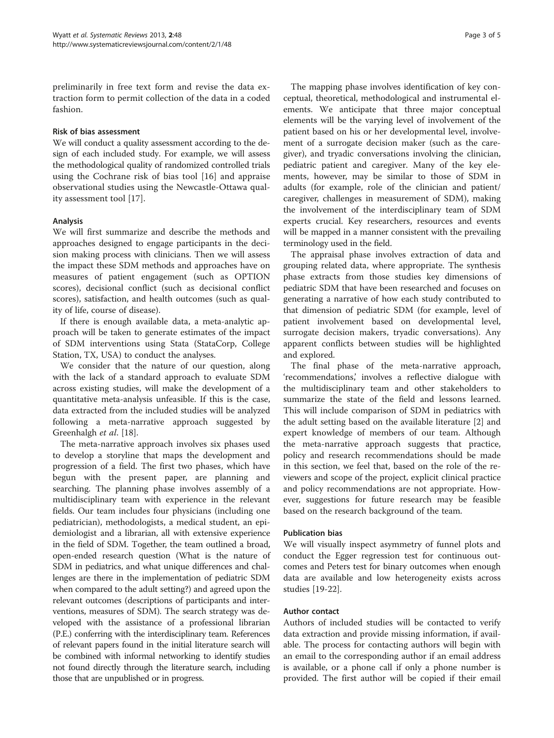preliminarily in free text form and revise the data extraction form to permit collection of the data in a coded fashion.

### Risk of bias assessment

We will conduct a quality assessment according to the design of each included study. For example, we will assess the methodological quality of randomized controlled trials using the Cochrane risk of bias tool [16] and appraise observational studies using the Newcastle-Ottawa quality assessment tool [17].

### Analysis

We will first summarize and describe the methods and approaches designed to engage participants in the decision making process with clinicians. Then we will assess the impact these SDM methods and approaches have on measures of patient engagement (such as OPTION scores), decisional conflict (such as decisional conflict scores), satisfaction, and health outcomes (such as quality of life, course of disease).

If there is enough available data, a meta-analytic approach will be taken to generate estimates of the impact of SDM interventions using Stata (StataCorp, College Station, TX, USA) to conduct the analyses.

We consider that the nature of our question, along with the lack of a standard approach to evaluate SDM across existing studies, will make the development of a quantitative meta-analysis unfeasible. If this is the case, data extracted from the included studies will be analyzed following a meta-narrative approach suggested by Greenhalgh *et al*. [18].

The meta-narrative approach involves six phases used to develop a storyline that maps the development and progression of a field. The first two phases, which have begun with the present paper, are planning and searching. The planning phase involves assembly of a multidisciplinary team with experience in the relevant fields. Our team includes four physicians (including one pediatrician), methodologists, a medical student, an epidemiologist and a librarian, all with extensive experience in the field of SDM. Together, the team outlined a broad, open-ended research question (What is the nature of SDM in pediatrics, and what unique differences and challenges are there in the implementation of pediatric SDM when compared to the adult setting?) and agreed upon the relevant outcomes (descriptions of participants and interventions, measures of SDM). The search strategy was developed with the assistance of a professional librarian (P.E.) conferring with the interdisciplinary team. References of relevant papers found in the initial literature search will be combined with informal networking to identify studies not found directly through the literature search, including those that are unpublished or in progress.

The mapping phase involves identification of key conceptual, theoretical, methodological and instrumental elements. We anticipate that three major conceptual elements will be the varying level of involvement of the patient based on his or her developmental level, involvement of a surrogate decision maker (such as the caregiver), and tryadic conversations involving the clinician, pediatric patient and caregiver. Many of the key elements, however, may be similar to those of SDM in adults (for example, role of the clinician and patient/caregiver, challenges in measurement of SDM), making the involvement of the interdisciplinary team of SDM experts crucial. Key researchers, resources and events will be mapped in a manner consistent with the prevailing terminology used in the field.

The appraisal phase involves extraction of data and grouping related data, where appropriate. The synthesis phase extracts from those studies key dimensions of pediatric SDM that have been researched and focuses on generating a narrative of how each study contributed to that dimension of pediatric SDM (for example, level of patient involvement based on developmental level, surrogate decision makers, tryadic conversations). Any apparent conflicts between studies will be highlighted and explored.

The final phase of the meta-narrative approach, 'recommendations,' involves a reflective dialogue with the multidisciplinary team and other stakeholders to summarize the state of the field and lessons learned. This will include comparison of SDM in pediatrics with the adult setting based on the available literature [2] and expert knowledge of members of our team. Although the meta-narrative approach suggests that practice, policy and research recommendations should be made in this section, we feel that, based on the role of the reviewers and scope of the project, explicit clinical practice and policy recommendations are not appropriate. However, suggestions for future research may be feasible based on the research background of the team.

### Publication bias

We will visually inspect asymmetry of funnel plots and conduct the Egger regression test for continuous outcomes and Peters test for binary outcomes when enough data are available and low heterogeneity exists across studies [19-22].

### Author contact

Authors of included studies will be contacted to verify data extraction and provide missing information, if available. The process for contacting authors will begin with an email to the corresponding author if an email address is available, or a phone call if only a phone number is provided. The first author will be copied if their email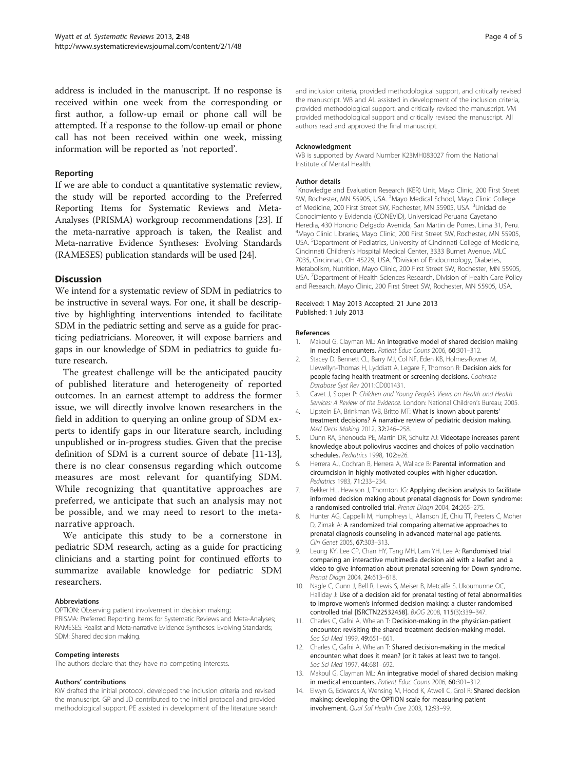address is included in the manuscript. If no response is received within one week from the corresponding or first author, a follow-up email or phone call will be attempted. If a response to the follow-up email or phone call has not been received within one week, missing information will be reported as 'not reported'.

### Reporting

If we are able to conduct a quantitative systematic review, the study will be reported according to the Preferred Reporting Items for Systematic Reviews and Meta-Analyses (PRISMA) workgroup recommendations [23]. If the meta-narrative approach is taken, the Realist and Meta-narrative Evidence Syntheses: Evolving Standards (RAMESES) publication standards will be used [24].

## Discussion

We intend for a systematic review of SDM in pediatrics to be instructive in several ways. For one, it shall be descriptive by highlighting interventions intended to facilitate SDM in the pediatric setting and serve as a guide for practicing pediatricians. Moreover, it will expose barriers and gaps in our knowledge of SDM in pediatrics to guide future research.

The greatest challenge will be the anticipated paucity of published literature and heterogeneity of reported outcomes. In an earnest attempt to address the former issue, we will directly involve known researchers in the field in addition to querying an online group of SDM experts to identify gaps in our literature search, including unpublished or in-progress studies. Given that the precise definition of SDM is a current source of debate [11-13], there is no clear consensus regarding which outcome measures are most relevant for quantifying SDM. While recognizing that quantitative approaches are preferred, we anticipate that such an analysis may not be possible, and we may need to resort to the meta-narrative approach.

We anticipate this study to be a cornerstone in pediatric SDM research, acting as a guide for practicing clinicians and a starting point for continued efforts to summarize available knowledge for pediatric SDM researchers.

#### Abbreviations

OPTION: Observing patient involvement in decision making; PRISMA: Preferred Reporting Items for Systematic Reviews and Meta-Analyses; RAMESES: Realist and Meta-narrative Evidence Syntheses: Evolving Standards; SDM: Shared decision making.

#### Competing interests

The authors declare that they have no competing interests.

#### Authors' contributions

KW drafted the initial protocol, developed the inclusion criteria and revised the manuscript. GP and JD contributed to the initial protocol and provided methodological support. PE assisted in development of the literature search and inclusion criteria, provided methodological support, and critically revised the manuscript. WB and AL assisted in development of the inclusion criteria, provided methodological support, and critically revised the manuscript. VM provided methodological support and critically revised the manuscript. All authors read and approved the final manuscript.

#### Acknowledgment

WB is supported by Award Number K23MH083027 from the National Institute of Mental Health.

#### Author details

[1]Knowledge and Evaluation Research (KER) Unit, Mayo Clinic, 200 First Street SW, Rochester, MN 55905, USA. [2]Mayo Medical School, Mayo Clinic College of Medicine, 200 First Street SW, Rochester, MN 55905, USA. [3]Unidad de Conocimiento y Evidencia (CONEVID), Universidad Peruana Cayetano Heredia, 430 Honorio Delgado Avenida, San Martin de Porres, Lima 31, Peru. [4]Mayo Clinic Libraries, Mayo Clinic, 200 First Street SW, Rochester, MN 55905, USA. [5]Department of Pediatrics, University of Cincinnati College of Medicine, Cincinnati Children's Hospital Medical Center, 3333 Burnet Avenue, MLC 7035, Cincinnati, OH 45229, USA. [6]Division of Endocrinology, Diabetes, Metabolism, Nutrition, Mayo Clinic, 200 First Street SW, Rochester, MN 55905, USA. [7]Department of Health Sciences Research, Division of Health Care Policy and Research, Mayo Clinic, 200 First Street SW, Rochester, MN 55905, USA.

Received: 1 May 2013 Accepted: 21 June 2013
Published: 1 July 2013

#### References

1. Makoul G, Clayman ML: **An integrative model of shared decision making in medical encounters.** *Patient Educ Couns* 2006, **60:**301–312.
2. Stacey D, Bennett CL, Barry MJ, Col NF, Eden KB, Holmes-Rovner M, Llewellyn-Thomas H, Lyddiatt A, Legare F, Thomson R: **Decision aids for people facing health treatment or screening decisions.** *Cochrane Database Syst Rev* 2011:CD001431.
3. Cavet J, Sloper P: *Children and Young People's Views on Health and Health Services: A Review of the Evidence.* London: National Children's Bureau; 2005.
4. Lipstein EA, Brinkman WB, Britto MT: **What is known about parents' treatment decisions? A narrative review of pediatric decision making.** *Med Decis Making* 2012, **32:**246–258.
5. Dunn RA, Shenouda PE, Martin DR, Schultz AJ: **Videotape increases parent knowledge about poliovirus vaccines and choices of polio vaccination schedules.** *Pediatrics* 1998, **102:**e26.
6. Herrera AJ, Cochran B, Herrera A, Wallace B: **Parental information and circumcision in highly motivated couples with higher education.** *Pediatrics* 1983, **71:**233–234.
7. Bekker HL, Hewison J, Thornton JG: **Applying decision analysis to facilitate informed decision making about prenatal diagnosis for Down syndrome: a randomised controlled trial.** *Prenat Diagn* 2004, **24:**265–275.
8. Hunter AG, Cappelli M, Humphreys L, Allanson JE, Chiu TT, Peeters C, Moher D, Zimak A: **A randomized trial comparing alternative approaches to prenatal diagnosis counseling in advanced maternal age patients.** *Clin Genet* 2005, **67:**303–313.
9. Leung KY, Lee CP, Chan HY, Tang MH, Lam YH, Lee A: **Randomised trial comparing an interactive multimedia decision aid with a leaflet and a video to give information about prenatal screening for Down syndrome.** *Prenat Diagn* 2004, **24:**613–618.
10. Nagle C, Gunn J, Bell R, Lewis S, Meiser B, Metcalfe S, Ukoumunne OC, Halliday J: **Use of a decision aid for prenatal testing of fetal abnormalities to improve women's informed decision making: a cluster randomised controlled trial [ISRCTN22532458].** *BJOG* 2008, **115**(3):339–347.
11. Charles C, Gafni A, Whelan T: **Decision-making in the physician-patient encounter: revisiting the shared treatment decision-making model.** *Soc Sci Med* 1999, **49:**651–661.
12. Charles C, Gafni A, Whelan T: **Shared decision-making in the medical encounter: what does it mean? (or it takes at least two to tango).** *Soc Sci Med* 1997, **44:**681–692.
13. Makoul G, Clayman ML: **An integrative model of shared decision making in medical encounters.** *Patient Educ Couns* 2006, **60:**301–312.
14. Elwyn G, Edwards A, Wensing M, Hood K, Atwell C, Grol R: **Shared decision making: developing the OPTION scale for measuring patient involvement.** *Qual Saf Health Care* 2003, **12:**93–99.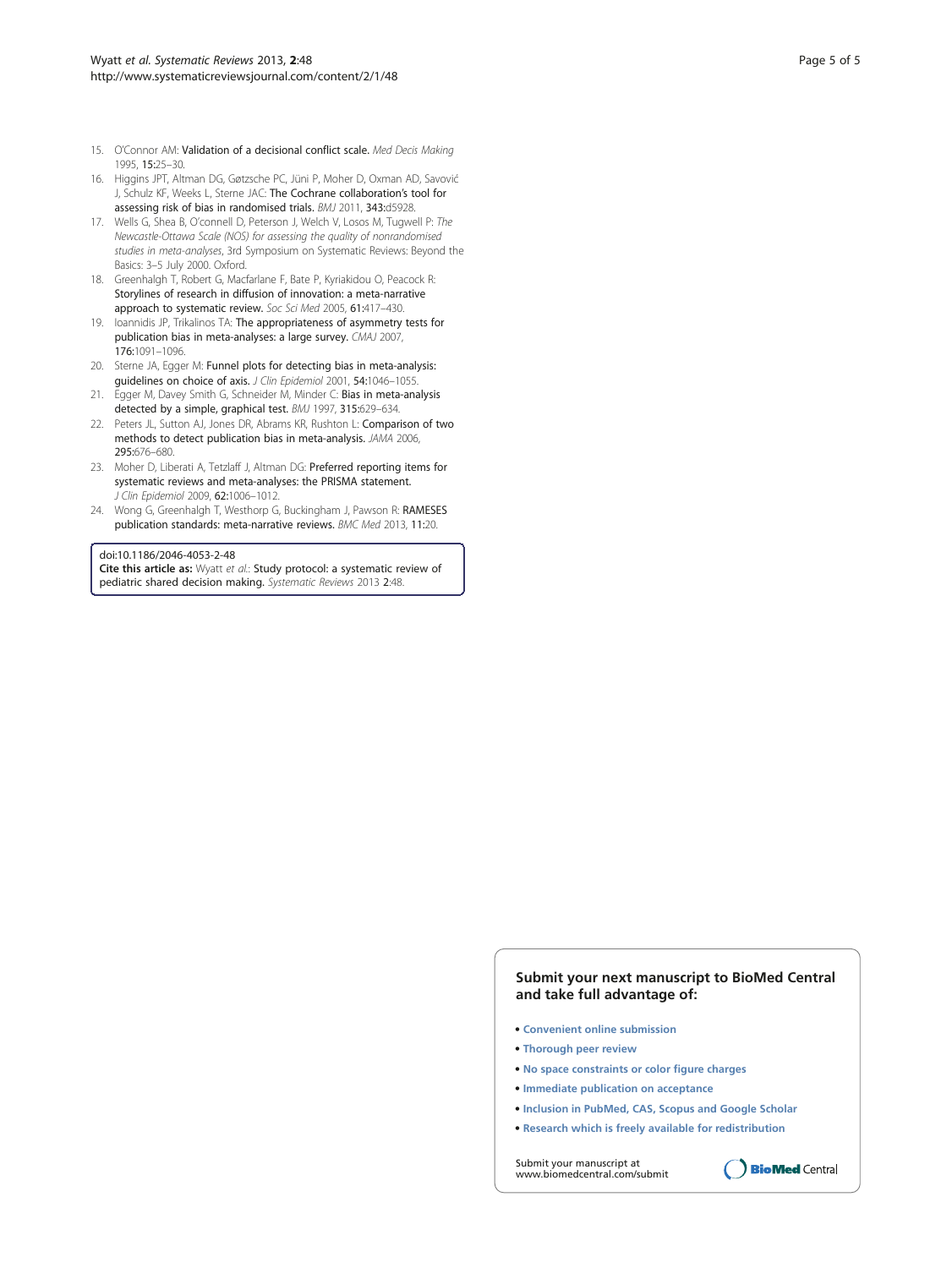15. O'Connor AM: **Validation of a decisional conflict scale.** *Med Decis Making* 1995, **15:**25–30.
16. Higgins JPT, Altman DG, Gøtzsche PC, Jüni P, Moher D, Oxman AD, Savović J, Schulz KF, Weeks L, Sterne JAC: **The Cochrane collaboration's tool for assessing risk of bias in randomised trials.** *BMJ* 2011, **343:**d5928.
17. Wells G, Shea B, O'connell D, Peterson J, Welch V, Losos M, Tugwell P: *The Newcastle-Ottawa Scale (NOS) for assessing the quality of nonrandomised studies in meta-analyses*, 3rd Symposium on Systematic Reviews: Beyond the Basics: 3–5 July 2000. Oxford.
18. Greenhalgh T, Robert G, Macfarlane F, Bate P, Kyriakidou O, Peacock R: **Storylines of research in diffusion of innovation: a meta-narrative approach to systematic review.** *Soc Sci Med* 2005, **61:**417–430.
19. Ioannidis JP, Trikalinos TA: **The appropriateness of asymmetry tests for publication bias in meta-analyses: a large survey.** *CMAJ* 2007, **176:**1091–1096.
20. Sterne JA, Egger M: **Funnel plots for detecting bias in meta-analysis: guidelines on choice of axis.** *J Clin Epidemiol* 2001, **54:**1046–1055.
21. Egger M, Davey Smith G, Schneider M, Minder C: **Bias in meta-analysis detected by a simple, graphical test.** *BMJ* 1997, **315:**629–634.
22. Peters JL, Sutton AJ, Jones DR, Abrams KR, Rushton L: **Comparison of two methods to detect publication bias in meta-analysis.** *JAMA* 2006, **295:**676–680.
23. Moher D, Liberati A, Tetzlaff J, Altman DG: **Preferred reporting items for systematic reviews and meta-analyses: the PRISMA statement.** *J Clin Epidemiol* 2009, **62:**1006–1012.
24. Wong G, Greenhalgh T, Westhorp G, Buckingham J, Pawson R: **RAMESES publication standards: meta-narrative reviews.** *BMC Med* 2013, **11:**20.

doi:10.1186/2046-4053-2-48

**Cite this article as:** Wyatt *et al.*: Study protocol: a systematic review of pediatric shared decision making. *Systematic Reviews* 2013 **2**:48.

**Submit your next manuscript to BioMed Central and take full advantage of:**

- **Convenient online submission**
- **Thorough peer review**
- **No space constraints or color figure charges**
- **Immediate publication on acceptance**
- **Inclusion in PubMed, CAS, Scopus and Google Scholar**
- **Research which is freely available for redistribution**

Submit your manuscript at
www.biomedcentral.com/submit

BioMed Central